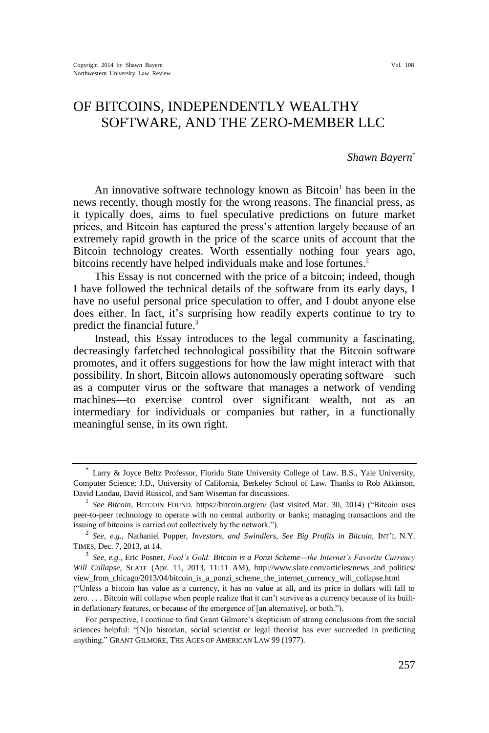# OF BITCOINS, INDEPENDENTLY WEALTHY SOFTWARE, AND THE ZERO-MEMBER LLC

*Shawn Bayern*[*]

An innovative software technology known as Bitcoin[1] has been in the news recently, though mostly for the wrong reasons. The financial press, as it typically does, aims to fuel speculative predictions on future market prices, and Bitcoin has captured the press's attention largely because of an extremely rapid growth in the price of the scarce units of account that the Bitcoin technology creates. Worth essentially nothing four years ago, bitcoins recently have helped individuals make and lose fortunes.[2]

This Essay is not concerned with the price of a bitcoin; indeed, though I have followed the technical details of the software from its early days, I have no useful personal price speculation to offer, and I doubt anyone else does either. In fact, it's surprising how readily experts continue to try to predict the financial future.[3]

Instead, this Essay introduces to the legal community a fascinating, decreasingly farfetched technological possibility that the Bitcoin software promotes, and it offers suggestions for how the law might interact with that possibility. In short, Bitcoin allows autonomously operating software—such as a computer virus or the software that manages a network of vending machines—to exercise control over significant wealth, not as an intermediary for individuals or companies but rather, in a functionally meaningful sense, in its own right.

---

[*] Larry & Joyce Beltz Professor, Florida State University College of Law. B.S., Yale University, Computer Science; J.D., University of California, Berkeley School of Law. Thanks to Rob Atkinson, David Landau, David Russcol, and Sam Wiseman for discussions.

[1] *See Bitcoin*, BITCOIN FOUND. https://bitcoin.org/en/ (last visited Mar. 30, 2014) ("Bitcoin uses peer-to-peer technology to operate with no central authority or banks; managing transactions and the issuing of bitcoins is carried out collectively by the network.").

[2] *See, e.g.*, Nathaniel Popper, *Investors, and Swindlers, See Big Profits in Bitcoin*, INT'L N.Y. TIMES, Dec. 7, 2013, at 14.

[3] *See, e.g.*, Eric Posner, *Fool's Gold: Bitcoin is a Ponzi Scheme—the Internet's Favorite Currency Will Collapse*, SLATE (Apr. 11, 2013, 11:11 AM), http://www.slate.com/articles/news_and_politics/view_from_chicago/2013/04/bitcoin_is_a_ponzi_scheme_the_internet_currency_will_collapse.html ("Unless a bitcoin has value as a currency, it has no value at all, and its price in dollars will fall to zero. . . . Bitcoin will collapse when people realize that it can't survive as a currency because of its built-in deflationary features, or because of the emergence of [an alternative], or both.").

For perspective, I continue to find Grant Gilmore's skepticism of strong conclusions from the social sciences helpful: "[N]o historian, social scientist or legal theorist has ever succeeded in predicting anything." GRANT GILMORE, THE AGES OF AMERICAN LAW 99 (1977).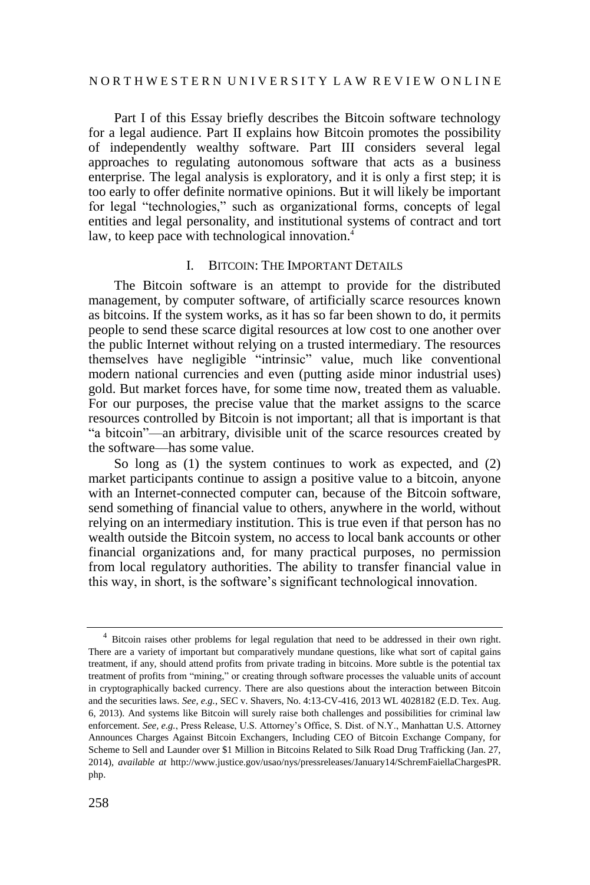Part I of this Essay briefly describes the Bitcoin software technology for a legal audience. Part II explains how Bitcoin promotes the possibility of independently wealthy software. Part III considers several legal approaches to regulating autonomous software that acts as a business enterprise. The legal analysis is exploratory, and it is only a first step; it is too early to offer definite normative opinions. But it will likely be important for legal "technologies," such as organizational forms, concepts of legal entities and legal personality, and institutional systems of contract and tort law, to keep pace with technological innovation.[4]

## I. BITCOIN: THE IMPORTANT DETAILS

The Bitcoin software is an attempt to provide for the distributed management, by computer software, of artificially scarce resources known as bitcoins. If the system works, as it has so far been shown to do, it permits people to send these scarce digital resources at low cost to one another over the public Internet without relying on a trusted intermediary. The resources themselves have negligible "intrinsic" value, much like conventional modern national currencies and even (putting aside minor industrial uses) gold. But market forces have, for some time now, treated them as valuable. For our purposes, the precise value that the market assigns to the scarce resources controlled by Bitcoin is not important; all that is important is that "a bitcoin"—an arbitrary, divisible unit of the scarce resources created by the software—has some value.

So long as (1) the system continues to work as expected, and (2) market participants continue to assign a positive value to a bitcoin, anyone with an Internet-connected computer can, because of the Bitcoin software, send something of financial value to others, anywhere in the world, without relying on an intermediary institution. This is true even if that person has no wealth outside the Bitcoin system, no access to local bank accounts or other financial organizations and, for many practical purposes, no permission from local regulatory authorities. The ability to transfer financial value in this way, in short, is the software's significant technological innovation.

---

[4] Bitcoin raises other problems for legal regulation that need to be addressed in their own right. There are a variety of important but comparatively mundane questions, like what sort of capital gains treatment, if any, should attend profits from private trading in bitcoins. More subtle is the potential tax treatment of profits from "mining," or creating through software processes the valuable units of account in cryptographically backed currency. There are also questions about the interaction between Bitcoin and the securities laws. *See, e.g.*, SEC v. Shavers, No. 4:13-CV-416, 2013 WL 4028182 (E.D. Tex. Aug. 6, 2013). And systems like Bitcoin will surely raise both challenges and possibilities for criminal law enforcement. *See, e.g.*, Press Release, U.S. Attorney's Office, S. Dist. of N.Y., Manhattan U.S. Attorney Announces Charges Against Bitcoin Exchangers, Including CEO of Bitcoin Exchange Company, for Scheme to Sell and Launder over $1 Million in Bitcoins Related to Silk Road Drug Trafficking (Jan. 27, 2014), *available at* http://www.justice.gov/usao/nys/pressreleases/January14/SchremFaiellaChargesPR.php.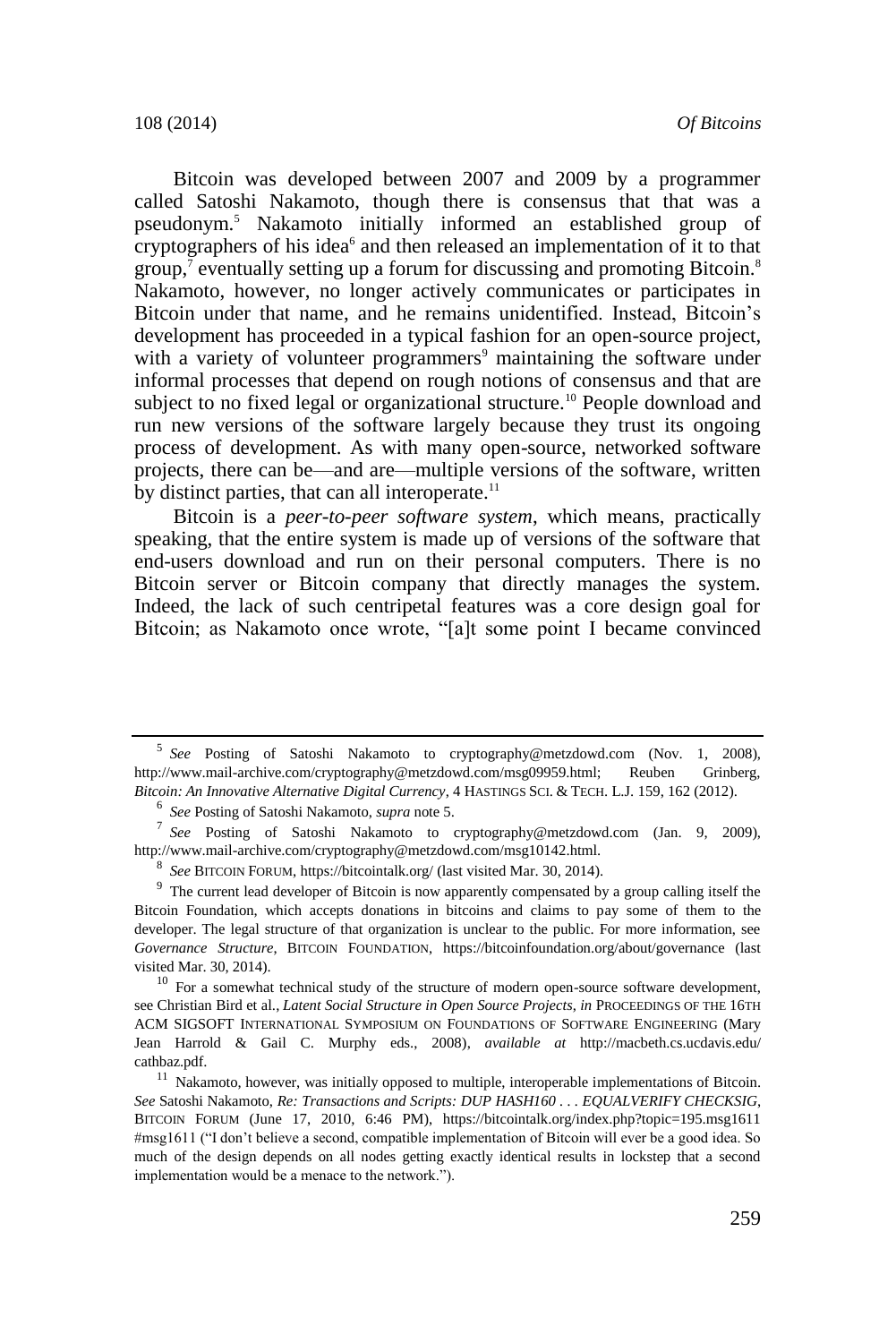Bitcoin was developed between 2007 and 2009 by a programmer called Satoshi Nakamoto, though there is consensus that that was a pseudonym.[5] Nakamoto initially informed an established group of cryptographers of his idea[6] and then released an implementation of it to that group,[7] eventually setting up a forum for discussing and promoting Bitcoin.[8] Nakamoto, however, no longer actively communicates or participates in Bitcoin under that name, and he remains unidentified. Instead, Bitcoin's development has proceeded in a typical fashion for an open-source project, with a variety of volunteer programmers[9] maintaining the software under informal processes that depend on rough notions of consensus and that are subject to no fixed legal or organizational structure.[10] People download and run new versions of the software largely because they trust its ongoing process of development. As with many open-source, networked software projects, there can be—and are—multiple versions of the software, written by distinct parties, that can all interoperate.[11]

Bitcoin is a *peer-to-peer software system*, which means, practically speaking, that the entire system is made up of versions of the software that end-users download and run on their personal computers. There is no Bitcoin server or Bitcoin company that directly manages the system. Indeed, the lack of such centripetal features was a core design goal for Bitcoin; as Nakamoto once wrote, "[a]t some point I became convinced

---

[5] *See* Posting of Satoshi Nakamoto to cryptography@metzdowd.com (Nov. 1, 2008), http://www.mail-archive.com/cryptography@metzdowd.com/msg09959.html; Reuben Grinberg, *Bitcoin: An Innovative Alternative Digital Currency*, 4 HASTINGS SCI. & TECH. L.J. 159, 162 (2012).

[6] *See* Posting of Satoshi Nakamoto, *supra* note 5.

[7] *See* Posting of Satoshi Nakamoto to cryptography@metzdowd.com (Jan. 9, 2009), http://www.mail-archive.com/cryptography@metzdowd.com/msg10142.html.

[8] *See* BITCOIN FORUM, https://bitcointalk.org/ (last visited Mar. 30, 2014).

[9] The current lead developer of Bitcoin is now apparently compensated by a group calling itself the Bitcoin Foundation, which accepts donations in bitcoins and claims to pay some of them to the developer. The legal structure of that organization is unclear to the public. For more information, see *Governance Structure*, BITCOIN FOUNDATION, https://bitcoinfoundation.org/about/governance (last visited Mar. 30, 2014).

[10] For a somewhat technical study of the structure of modern open-source software development, see Christian Bird et al., *Latent Social Structure in Open Source Projects*, *in* PROCEEDINGS OF THE 16TH ACM SIGSOFT INTERNATIONAL SYMPOSIUM ON FOUNDATIONS OF SOFTWARE ENGINEERING (Mary Jean Harrold & Gail C. Murphy eds., 2008), *available at* http://macbeth.cs.ucdavis.edu/cathbaz.pdf.

[11] Nakamoto, however, was initially opposed to multiple, interoperable implementations of Bitcoin. *See* Satoshi Nakamoto, *Re: Transactions and Scripts: DUP HASH160 . . . EQUALVERIFY CHECKSIG*, BITCOIN FORUM (June 17, 2010, 6:46 PM), https://bitcointalk.org/index.php?topic=195.msg1611#msg1611 ("I don't believe a second, compatible implementation of Bitcoin will ever be a good idea. So much of the design depends on all nodes getting exactly identical results in lockstep that a second implementation would be a menace to the network.").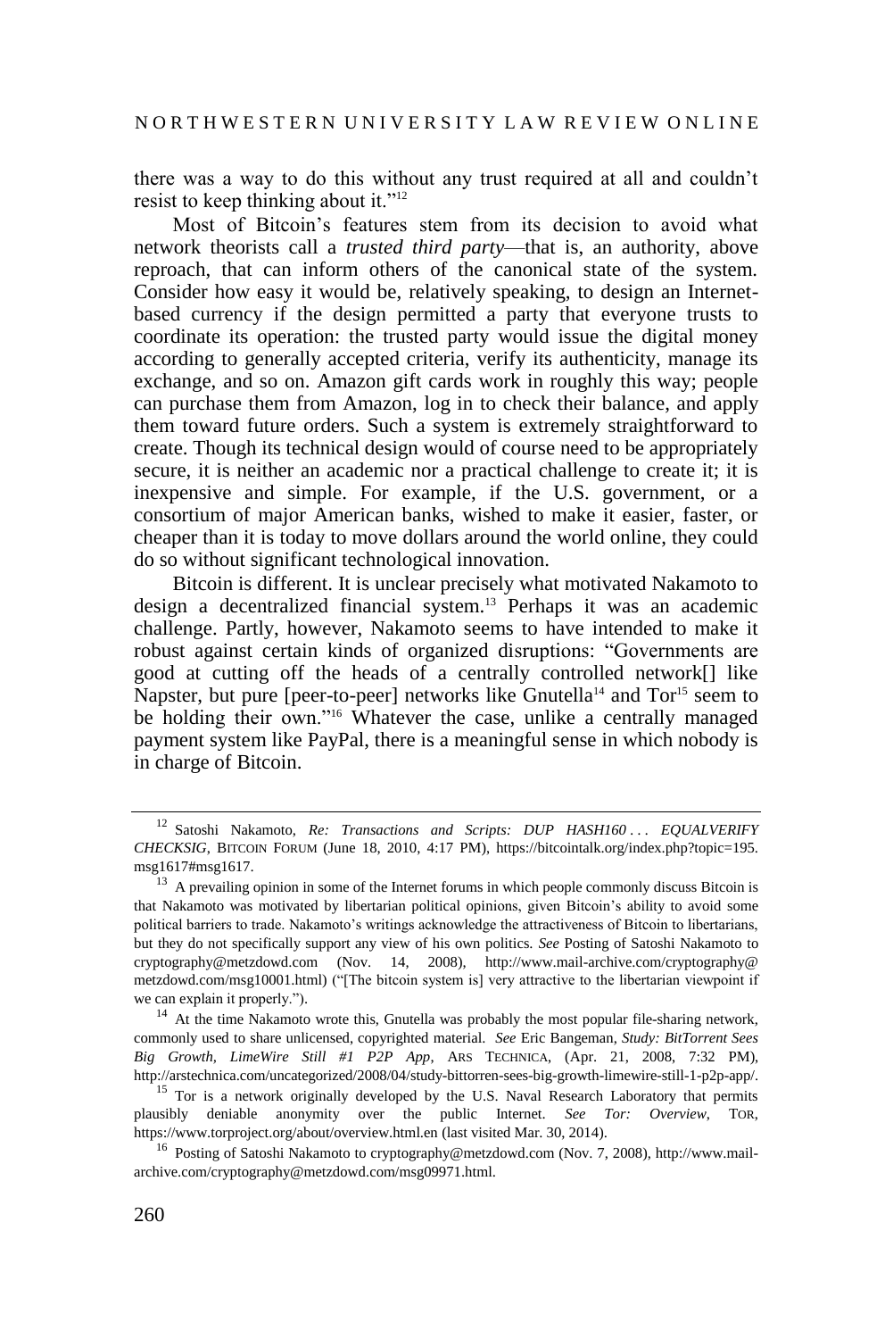there was a way to do this without any trust required at all and couldn't resist to keep thinking about it."[12]

Most of Bitcoin's features stem from its decision to avoid what network theorists call a *trusted third party*—that is, an authority, above reproach, that can inform others of the canonical state of the system. Consider how easy it would be, relatively speaking, to design an Internet-based currency if the design permitted a party that everyone trusts to coordinate its operation: the trusted party would issue the digital money according to generally accepted criteria, verify its authenticity, manage its exchange, and so on. Amazon gift cards work in roughly this way; people can purchase them from Amazon, log in to check their balance, and apply them toward future orders. Such a system is extremely straightforward to create. Though its technical design would of course need to be appropriately secure, it is neither an academic nor a practical challenge to create it; it is inexpensive and simple. For example, if the U.S. government, or a consortium of major American banks, wished to make it easier, faster, or cheaper than it is today to move dollars around the world online, they could do so without significant technological innovation.

Bitcoin is different. It is unclear precisely what motivated Nakamoto to design a decentralized financial system.[13] Perhaps it was an academic challenge. Partly, however, Nakamoto seems to have intended to make it robust against certain kinds of organized disruptions: "Governments are good at cutting off the heads of a centrally controlled network[] like Napster, but pure [peer-to-peer] networks like Gnutella[14] and Tor[15] seem to be holding their own."[16] Whatever the case, unlike a centrally managed payment system like PayPal, there is a meaningful sense in which nobody is in charge of Bitcoin.

---

[12] Satoshi Nakamoto, *Re: Transactions and Scripts: DUP HASH160 . . . EQUALVERIFY CHECKSIG*, BITCOIN FORUM (June 18, 2010, 4:17 PM), https://bitcointalk.org/index.php?topic=195.msg1617#msg1617.

[13] A prevailing opinion in some of the Internet forums in which people commonly discuss Bitcoin is that Nakamoto was motivated by libertarian political opinions, given Bitcoin's ability to avoid some political barriers to trade. Nakamoto's writings acknowledge the attractiveness of Bitcoin to libertarians, but they do not specifically support any view of his own politics. *See* Posting of Satoshi Nakamoto to cryptography@metzdowd.com (Nov. 14, 2008), http://www.mail-archive.com/cryptography@metzdowd.com/msg10001.html) ("[The bitcoin system is] very attractive to the libertarian viewpoint if we can explain it properly.").

[14] At the time Nakamoto wrote this, Gnutella was probably the most popular file-sharing network, commonly used to share unlicensed, copyrighted material. *See* Eric Bangeman, *Study: BitTorrent Sees Big Growth, LimeWire Still #1 P2P App*, ARS TECHNICA, (Apr. 21, 2008, 7:32 PM), http://arstechnica.com/uncategorized/2008/04/study-bittorren-sees-big-growth-limewire-still-1-p2p-app/.

[15] Tor is a network originally developed by the U.S. Naval Research Laboratory that permits plausibly deniable anonymity over the public Internet. *See Tor: Overview*, TOR, https://www.torproject.org/about/overview.html.en (last visited Mar. 30, 2014).

[16] Posting of Satoshi Nakamoto to cryptography@metzdowd.com (Nov. 7, 2008), http://www.mail-archive.com/cryptography@metzdowd.com/msg09971.html.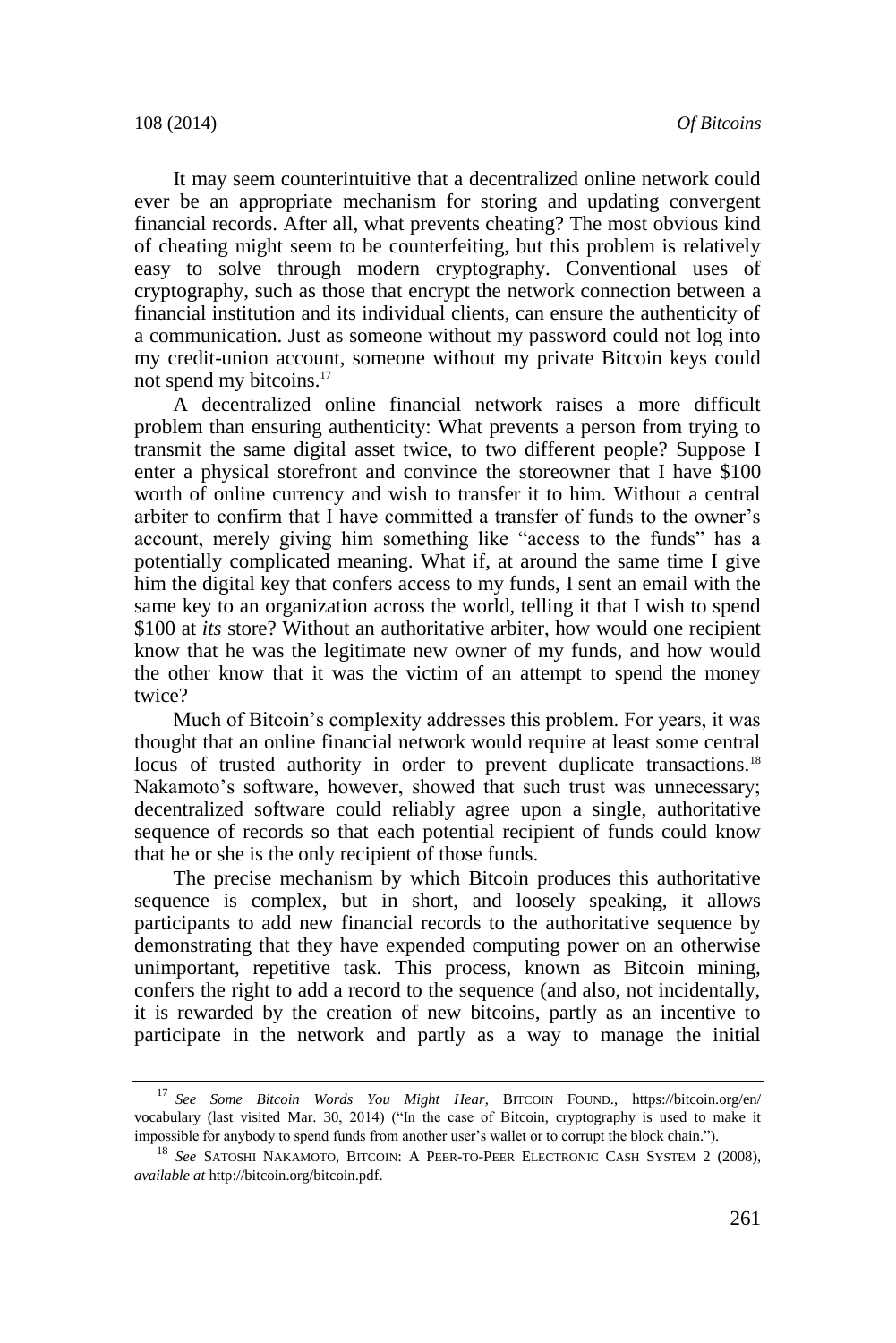It may seem counterintuitive that a decentralized online network could ever be an appropriate mechanism for storing and updating convergent financial records. After all, what prevents cheating? The most obvious kind of cheating might seem to be counterfeiting, but this problem is relatively easy to solve through modern cryptography. Conventional uses of cryptography, such as those that encrypt the network connection between a financial institution and its individual clients, can ensure the authenticity of a communication. Just as someone without my password could not log into my credit-union account, someone without my private Bitcoin keys could not spend my bitcoins.[17]

A decentralized online financial network raises a more difficult problem than ensuring authenticity: What prevents a person from trying to transmit the same digital asset twice, to two different people? Suppose I enter a physical storefront and convince the storeowner that I have $100 worth of online currency and wish to transfer it to him. Without a central arbiter to confirm that I have committed a transfer of funds to the owner's account, merely giving him something like "access to the funds" has a potentially complicated meaning. What if, at around the same time I give him the digital key that confers access to my funds, I sent an email with the same key to an organization across the world, telling it that I wish to spend $100 at *its* store? Without an authoritative arbiter, how would one recipient know that he was the legitimate new owner of my funds, and how would the other know that it was the victim of an attempt to spend the money twice?

Much of Bitcoin's complexity addresses this problem. For years, it was thought that an online financial network would require at least some central locus of trusted authority in order to prevent duplicate transactions.[18] Nakamoto's software, however, showed that such trust was unnecessary; decentralized software could reliably agree upon a single, authoritative sequence of records so that each potential recipient of funds could know that he or she is the only recipient of those funds.

The precise mechanism by which Bitcoin produces this authoritative sequence is complex, but in short, and loosely speaking, it allows participants to add new financial records to the authoritative sequence by demonstrating that they have expended computing power on an otherwise unimportant, repetitive task. This process, known as Bitcoin mining, confers the right to add a record to the sequence (and also, not incidentally, it is rewarded by the creation of new bitcoins, partly as an incentive to participate in the network and partly as a way to manage the initial

---

[17] *See Some Bitcoin Words You Might Hear*, BITCOIN FOUND., https://bitcoin.org/en/vocabulary (last visited Mar. 30, 2014) ("In the case of Bitcoin, cryptography is used to make it impossible for anybody to spend funds from another user's wallet or to corrupt the block chain.").

[18] *See* SATOSHI NAKAMOTO, BITCOIN: A PEER-TO-PEER ELECTRONIC CASH SYSTEM 2 (2008), *available at* http://bitcoin.org/bitcoin.pdf.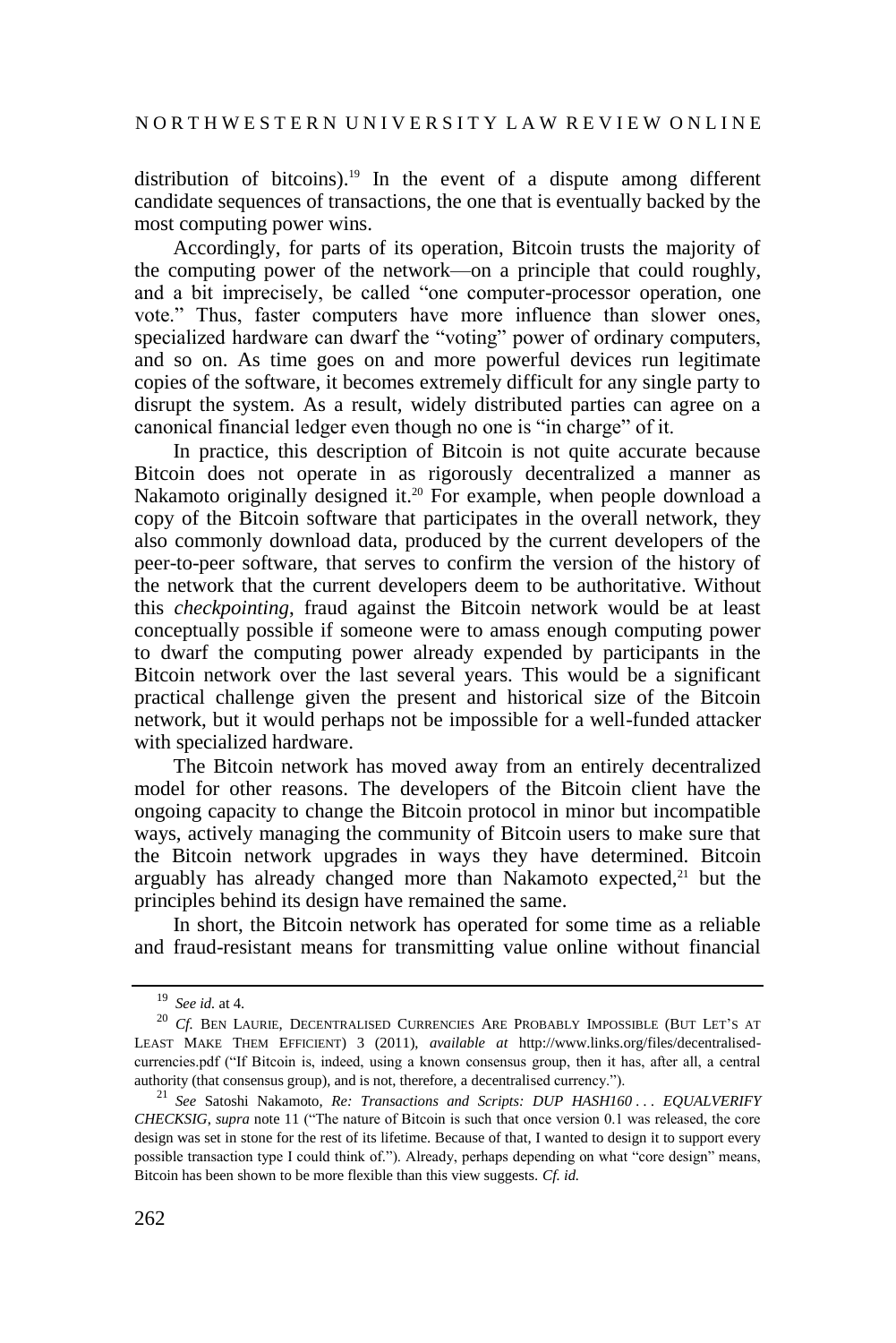distribution of bitcoins).[19] In the event of a dispute among different candidate sequences of transactions, the one that is eventually backed by the most computing power wins.

Accordingly, for parts of its operation, Bitcoin trusts the majority of the computing power of the network—on a principle that could roughly, and a bit imprecisely, be called "one computer-processor operation, one vote." Thus, faster computers have more influence than slower ones, specialized hardware can dwarf the "voting" power of ordinary computers, and so on. As time goes on and more powerful devices run legitimate copies of the software, it becomes extremely difficult for any single party to disrupt the system. As a result, widely distributed parties can agree on a canonical financial ledger even though no one is "in charge" of it.

In practice, this description of Bitcoin is not quite accurate because Bitcoin does not operate in as rigorously decentralized a manner as Nakamoto originally designed it.[20] For example, when people download a copy of the Bitcoin software that participates in the overall network, they also commonly download data, produced by the current developers of the peer-to-peer software, that serves to confirm the version of the history of the network that the current developers deem to be authoritative. Without this *checkpointing*, fraud against the Bitcoin network would be at least conceptually possible if someone were to amass enough computing power to dwarf the computing power already expended by participants in the Bitcoin network over the last several years. This would be a significant practical challenge given the present and historical size of the Bitcoin network, but it would perhaps not be impossible for a well-funded attacker with specialized hardware.

The Bitcoin network has moved away from an entirely decentralized model for other reasons. The developers of the Bitcoin client have the ongoing capacity to change the Bitcoin protocol in minor but incompatible ways, actively managing the community of Bitcoin users to make sure that the Bitcoin network upgrades in ways they have determined. Bitcoin arguably has already changed more than Nakamoto expected,[21] but the principles behind its design have remained the same.

In short, the Bitcoin network has operated for some time as a reliable and fraud-resistant means for transmitting value online without financial

---

[19] *See id.* at 4.

[20] *Cf.* BEN LAURIE, DECENTRALISED CURRENCIES ARE PROBABLY IMPOSSIBLE (BUT LET'S AT LEAST MAKE THEM EFFICIENT) 3 (2011), *available at* http://www.links.org/files/decentralised-currencies.pdf ("If Bitcoin is, indeed, using a known consensus group, then it has, after all, a central authority (that consensus group), and is not, therefore, a decentralised currency.").

[21] *See* Satoshi Nakamoto, *Re: Transactions and Scripts: DUP HASH160 . . . EQUALVERIFY CHECKSIG*, *supra* note 11 ("The nature of Bitcoin is such that once version 0.1 was released, the core design was set in stone for the rest of its lifetime. Because of that, I wanted to design it to support every possible transaction type I could think of."). Already, perhaps depending on what "core design" means, Bitcoin has been shown to be more flexible than this view suggests. *Cf. id.*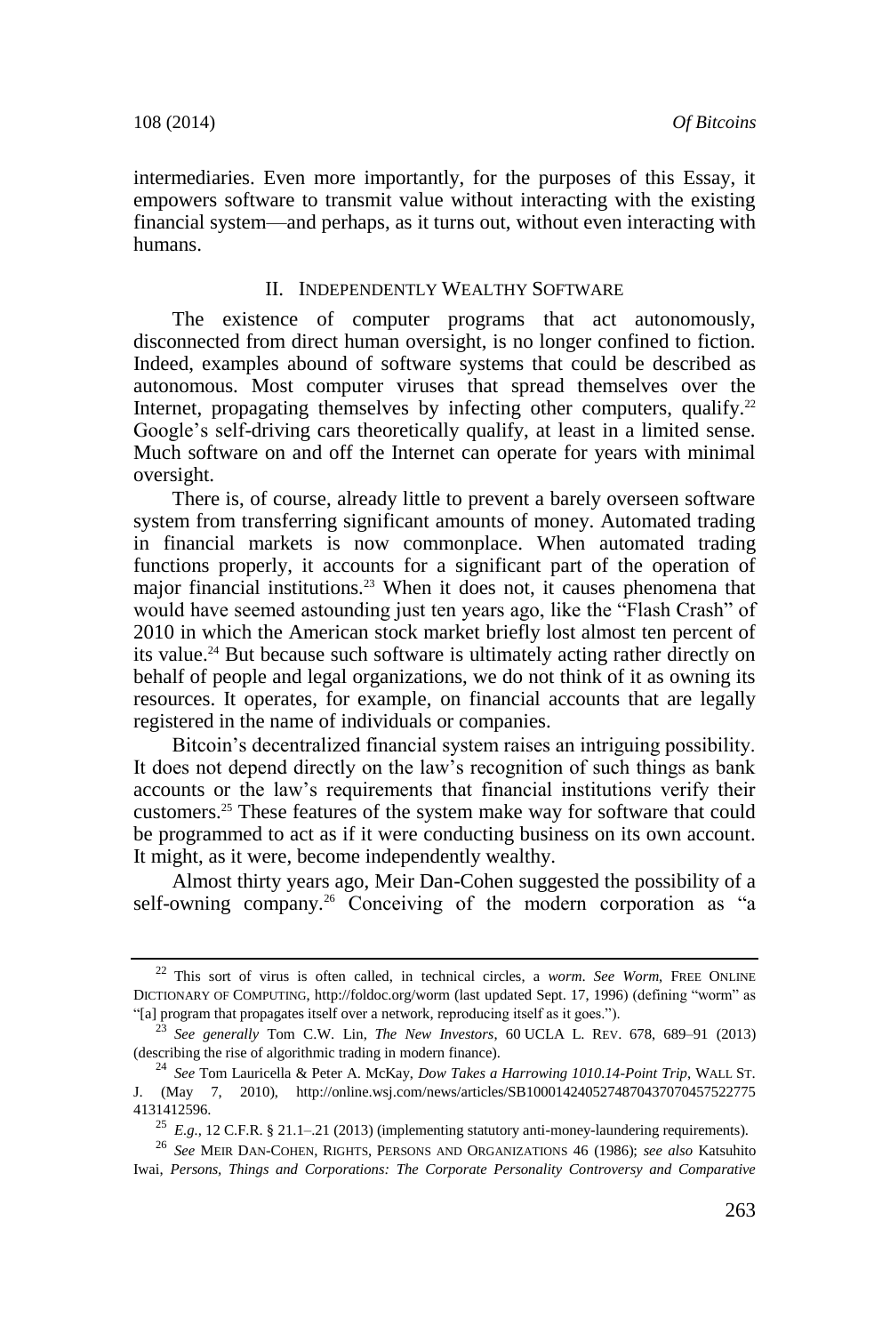intermediaries. Even more importantly, for the purposes of this Essay, it empowers software to transmit value without interacting with the existing financial system—and perhaps, as it turns out, without even interacting with humans.

## II. Independently Wealthy Software

The existence of computer programs that act autonomously, disconnected from direct human oversight, is no longer confined to fiction. Indeed, examples abound of software systems that could be described as autonomous. Most computer viruses that spread themselves over the Internet, propagating themselves by infecting other computers, qualify.[22] Google's self-driving cars theoretically qualify, at least in a limited sense. Much software on and off the Internet can operate for years with minimal oversight.

There is, of course, already little to prevent a barely overseen software system from transferring significant amounts of money. Automated trading in financial markets is now commonplace. When automated trading functions properly, it accounts for a significant part of the operation of major financial institutions.[23] When it does not, it causes phenomena that would have seemed astounding just ten years ago, like the "Flash Crash" of 2010 in which the American stock market briefly lost almost ten percent of its value.[24] But because such software is ultimately acting rather directly on behalf of people and legal organizations, we do not think of it as owning its resources. It operates, for example, on financial accounts that are legally registered in the name of individuals or companies.

Bitcoin's decentralized financial system raises an intriguing possibility. It does not depend directly on the law's recognition of such things as bank accounts or the law's requirements that financial institutions verify their customers.[25] These features of the system make way for software that could be programmed to act as if it were conducting business on its own account. It might, as it were, become independently wealthy.

Almost thirty years ago, Meir Dan-Cohen suggested the possibility of a self-owning company.[26] Conceiving of the modern corporation as "a

---

[22] This sort of virus is often called, in technical circles, a *worm*. *See Worm*, Free Online Dictionary of Computing, http://foldoc.org/worm (last updated Sept. 17, 1996) (defining "worm" as "[a] program that propagates itself over a network, reproducing itself as it goes.").

[23] *See generally* Tom C.W. Lin, *The New Investors*, 60 UCLA L. Rev. 678, 689–91 (2013) (describing the rise of algorithmic trading in modern finance).

[24] *See* Tom Lauricella & Peter A. McKay, *Dow Takes a Harrowing 1010.14-Point Trip*, Wall St. J. (May 7, 2010), http://online.wsj.com/news/articles/SB10001424052748704370704575227754131412596.

[25] *E.g.*, 12 C.F.R. § 21.1–.21 (2013) (implementing statutory anti-money-laundering requirements).

[26] *See* Meir Dan-Cohen, Rights, Persons and Organizations 46 (1986); *see also* Katsuhito Iwai, *Persons, Things and Corporations: The Corporate Personality Controversy and Comparative*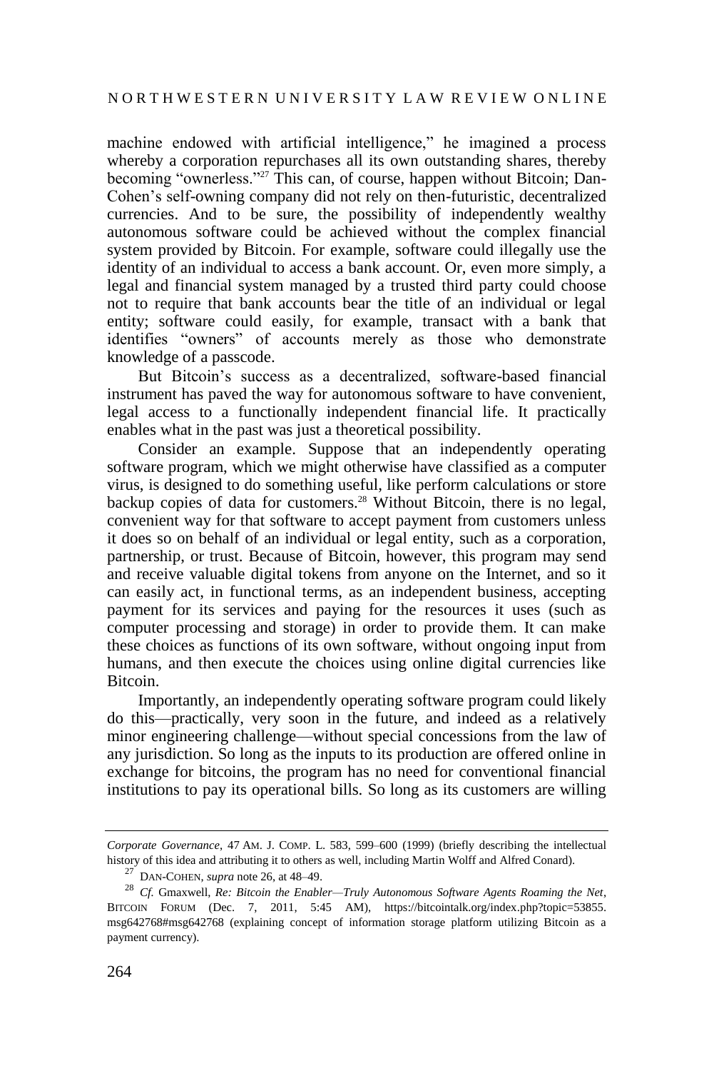machine endowed with artificial intelligence," he imagined a process whereby a corporation repurchases all its own outstanding shares, thereby becoming "ownerless."[27] This can, of course, happen without Bitcoin; Dan-Cohen's self-owning company did not rely on then-futuristic, decentralized currencies. And to be sure, the possibility of independently wealthy autonomous software could be achieved without the complex financial system provided by Bitcoin. For example, software could illegally use the identity of an individual to access a bank account. Or, even more simply, a legal and financial system managed by a trusted third party could choose not to require that bank accounts bear the title of an individual or legal entity; software could easily, for example, transact with a bank that identifies "owners" of accounts merely as those who demonstrate knowledge of a passcode.

But Bitcoin's success as a decentralized, software-based financial instrument has paved the way for autonomous software to have convenient, legal access to a functionally independent financial life. It practically enables what in the past was just a theoretical possibility.

Consider an example. Suppose that an independently operating software program, which we might otherwise have classified as a computer virus, is designed to do something useful, like perform calculations or store backup copies of data for customers.[28] Without Bitcoin, there is no legal, convenient way for that software to accept payment from customers unless it does so on behalf of an individual or legal entity, such as a corporation, partnership, or trust. Because of Bitcoin, however, this program may send and receive valuable digital tokens from anyone on the Internet, and so it can easily act, in functional terms, as an independent business, accepting payment for its services and paying for the resources it uses (such as computer processing and storage) in order to provide them. It can make these choices as functions of its own software, without ongoing input from humans, and then execute the choices using online digital currencies like Bitcoin.

Importantly, an independently operating software program could likely do this—practically, very soon in the future, and indeed as a relatively minor engineering challenge—without special concessions from the law of any jurisdiction. So long as the inputs to its production are offered online in exchange for bitcoins, the program has no need for conventional financial institutions to pay its operational bills. So long as its customers are willing

---

*Corporate Governance*, 47 AM. J. COMP. L. 583, 599–600 (1999) (briefly describing the intellectual history of this idea and attributing it to others as well, including Martin Wolff and Alfred Conard).

[27] DAN-COHEN, *supra* note 26, at 48–49.

[28] *Cf.* Gmaxwell, *Re: Bitcoin the Enabler—Truly Autonomous Software Agents Roaming the Net*, BITCOIN FORUM (Dec. 7, 2011, 5:45 AM), https://bitcointalk.org/index.php?topic=53855.msg642768#msg642768 (explaining concept of information storage platform utilizing Bitcoin as a payment currency).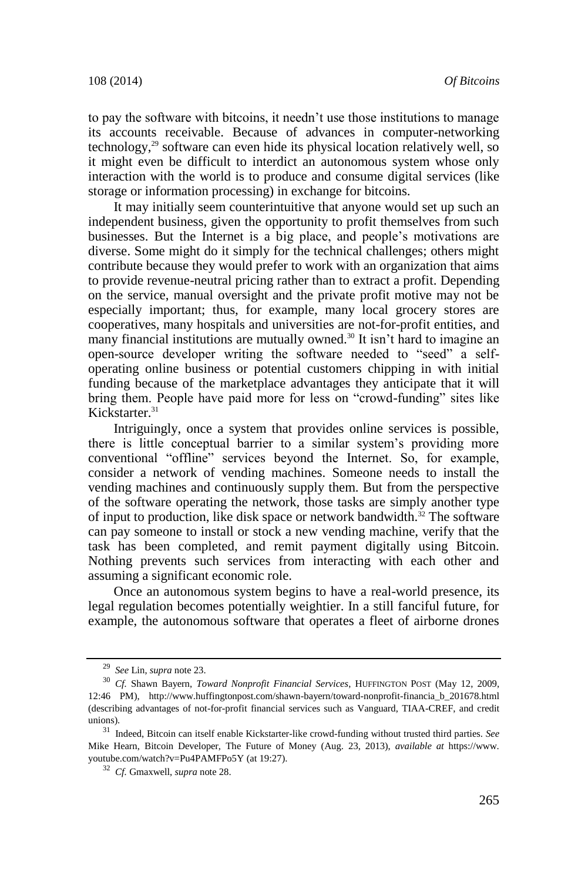to pay the software with bitcoins, it needn't use those institutions to manage its accounts receivable. Because of advances in computer-networking technology,[29] software can even hide its physical location relatively well, so it might even be difficult to interdict an autonomous system whose only interaction with the world is to produce and consume digital services (like storage or information processing) in exchange for bitcoins.

It may initially seem counterintuitive that anyone would set up such an independent business, given the opportunity to profit themselves from such businesses. But the Internet is a big place, and people's motivations are diverse. Some might do it simply for the technical challenges; others might contribute because they would prefer to work with an organization that aims to provide revenue-neutral pricing rather than to extract a profit. Depending on the service, manual oversight and the private profit motive may not be especially important; thus, for example, many local grocery stores are cooperatives, many hospitals and universities are not-for-profit entities, and many financial institutions are mutually owned.[30] It isn't hard to imagine an open-source developer writing the software needed to "seed" a self-operating online business or potential customers chipping in with initial funding because of the marketplace advantages they anticipate that it will bring them. People have paid more for less on "crowd-funding" sites like Kickstarter.[31]

Intriguingly, once a system that provides online services is possible, there is little conceptual barrier to a similar system's providing more conventional "offline" services beyond the Internet. So, for example, consider a network of vending machines. Someone needs to install the vending machines and continuously supply them. But from the perspective of the software operating the network, those tasks are simply another type of input to production, like disk space or network bandwidth.[32] The software can pay someone to install or stock a new vending machine, verify that the task has been completed, and remit payment digitally using Bitcoin. Nothing prevents such services from interacting with each other and assuming a significant economic role.

Once an autonomous system begins to have a real-world presence, its legal regulation becomes potentially weightier. In a still fanciful future, for example, the autonomous software that operates a fleet of airborne drones

---

[29] *See* Lin, *supra* note 23.

[30] *Cf.* Shawn Bayern, *Toward Nonprofit Financial Services*, HUFFINGTON POST (May 12, 2009, 12:46 PM), http://www.huffingtonpost.com/shawn-bayern/toward-nonprofit-financia_b_201678.html (describing advantages of not-for-profit financial services such as Vanguard, TIAA-CREF, and credit unions).

[31] Indeed, Bitcoin can itself enable Kickstarter-like crowd-funding without trusted third parties. *See* Mike Hearn, Bitcoin Developer, The Future of Money (Aug. 23, 2013), *available at* https://www.youtube.com/watch?v=Pu4PAMFPo5Y (at 19:27).

[32] *Cf.* Gmaxwell, *supra* note 28.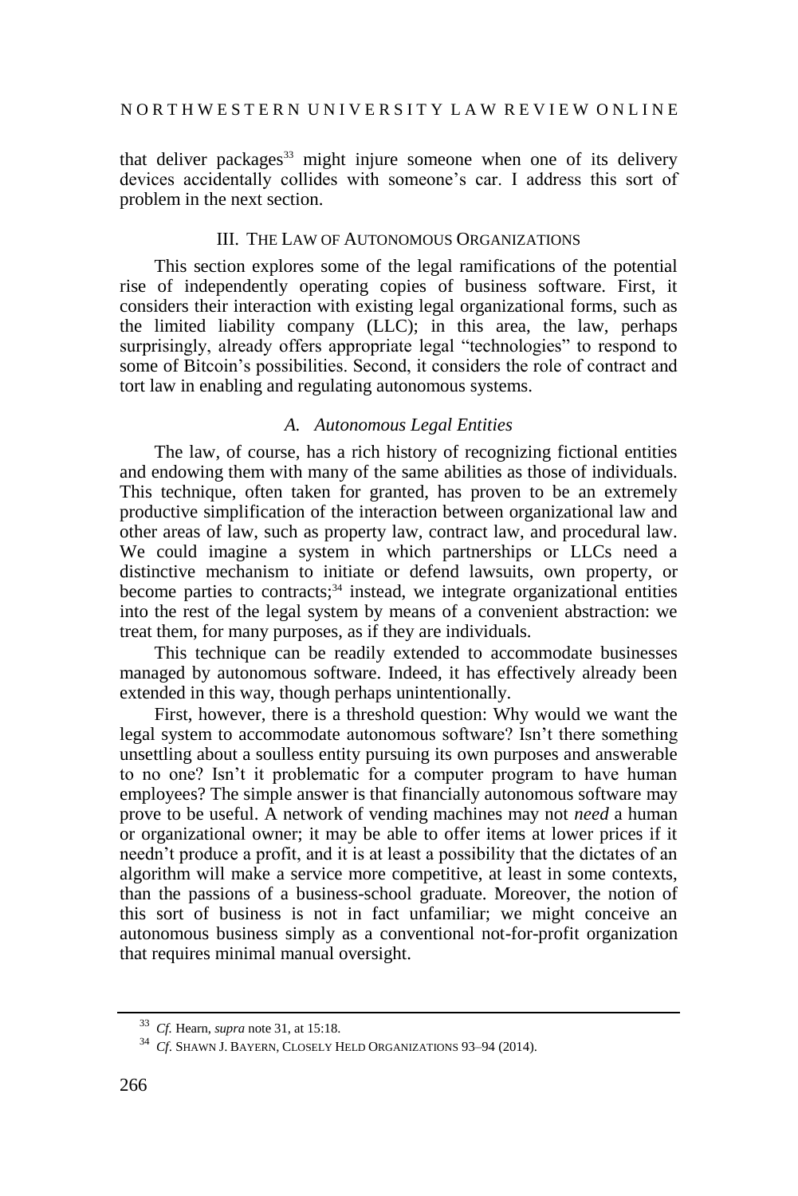that deliver packages[33] might injure someone when one of its delivery devices accidentally collides with someone's car. I address this sort of problem in the next section.

## III. THE LAW OF AUTONOMOUS ORGANIZATIONS

This section explores some of the legal ramifications of the potential rise of independently operating copies of business software. First, it considers their interaction with existing legal organizational forms, such as the limited liability company (LLC); in this area, the law, perhaps surprisingly, already offers appropriate legal "technologies" to respond to some of Bitcoin's possibilities. Second, it considers the role of contract and tort law in enabling and regulating autonomous systems.

### *A. Autonomous Legal Entities*

The law, of course, has a rich history of recognizing fictional entities and endowing them with many of the same abilities as those of individuals. This technique, often taken for granted, has proven to be an extremely productive simplification of the interaction between organizational law and other areas of law, such as property law, contract law, and procedural law. We could imagine a system in which partnerships or LLCs need a distinctive mechanism to initiate or defend lawsuits, own property, or become parties to contracts;[34] instead, we integrate organizational entities into the rest of the legal system by means of a convenient abstraction: we treat them, for many purposes, as if they are individuals.

This technique can be readily extended to accommodate businesses managed by autonomous software. Indeed, it has effectively already been extended in this way, though perhaps unintentionally.

First, however, there is a threshold question: Why would we want the legal system to accommodate autonomous software? Isn't there something unsettling about a soulless entity pursuing its own purposes and answerable to no one? Isn't it problematic for a computer program to have human employees? The simple answer is that financially autonomous software may prove to be useful. A network of vending machines may not *need* a human or organizational owner; it may be able to offer items at lower prices if it needn't produce a profit, and it is at least a possibility that the dictates of an algorithm will make a service more competitive, at least in some contexts, than the passions of a business-school graduate. Moreover, the notion of this sort of business is not in fact unfamiliar; we might conceive an autonomous business simply as a conventional not-for-profit organization that requires minimal manual oversight.

---

[33] *Cf.* Hearn, *supra* note 31, at 15:18.

[34] *Cf.* SHAWN J. BAYERN, CLOSELY HELD ORGANIZATIONS 93–94 (2014).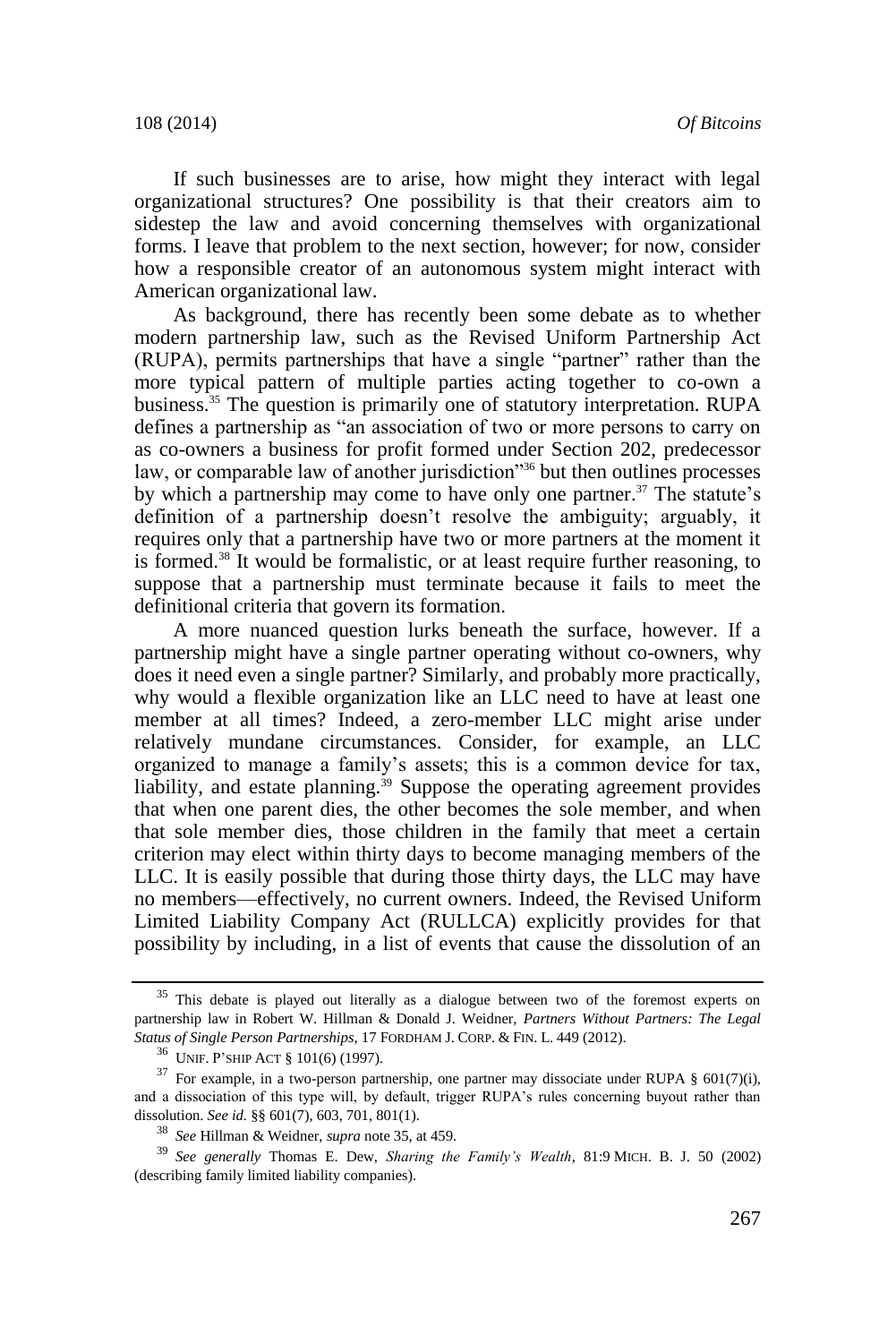If such businesses are to arise, how might they interact with legal organizational structures? One possibility is that their creators aim to sidestep the law and avoid concerning themselves with organizational forms. I leave that problem to the next section, however; for now, consider how a responsible creator of an autonomous system might interact with American organizational law.

As background, there has recently been some debate as to whether modern partnership law, such as the Revised Uniform Partnership Act (RUPA), permits partnerships that have a single "partner" rather than the more typical pattern of multiple parties acting together to co-own a business.[35] The question is primarily one of statutory interpretation. RUPA defines a partnership as "an association of two or more persons to carry on as co-owners a business for profit formed under Section 202, predecessor law, or comparable law of another jurisdiction"[36] but then outlines processes by which a partnership may come to have only one partner.[37] The statute's definition of a partnership doesn't resolve the ambiguity; arguably, it requires only that a partnership have two or more partners at the moment it is formed.[38] It would be formalistic, or at least require further reasoning, to suppose that a partnership must terminate because it fails to meet the definitional criteria that govern its formation.

A more nuanced question lurks beneath the surface, however. If a partnership might have a single partner operating without co-owners, why does it need even a single partner? Similarly, and probably more practically, why would a flexible organization like an LLC need to have at least one member at all times? Indeed, a zero-member LLC might arise under relatively mundane circumstances. Consider, for example, an LLC organized to manage a family's assets; this is a common device for tax, liability, and estate planning.[39] Suppose the operating agreement provides that when one parent dies, the other becomes the sole member, and when that sole member dies, those children in the family that meet a certain criterion may elect within thirty days to become managing members of the LLC. It is easily possible that during those thirty days, the LLC may have no members—effectively, no current owners. Indeed, the Revised Uniform Limited Liability Company Act (RULLCA) explicitly provides for that possibility by including, in a list of events that cause the dissolution of an

---

[35] This debate is played out literally as a dialogue between two of the foremost experts on partnership law in Robert W. Hillman & Donald J. Weidner, *Partners Without Partners: The Legal Status of Single Person Partnerships*, 17 FORDHAM J. CORP. & FIN. L. 449 (2012).

[36] UNIF. P'SHIP ACT § 101(6) (1997).

[37] For example, in a two-person partnership, one partner may dissociate under RUPA § 601(7)(i), and a dissociation of this type will, by default, trigger RUPA's rules concerning buyout rather than dissolution. *See id.* §§ 601(7), 603, 701, 801(1).

[38] *See* Hillman & Weidner, *supra* note 35, at 459.

[39] *See generally* Thomas E. Dew, *Sharing the Family's Wealth*, 81:9 MICH. B. J. 50 (2002) (describing family limited liability companies).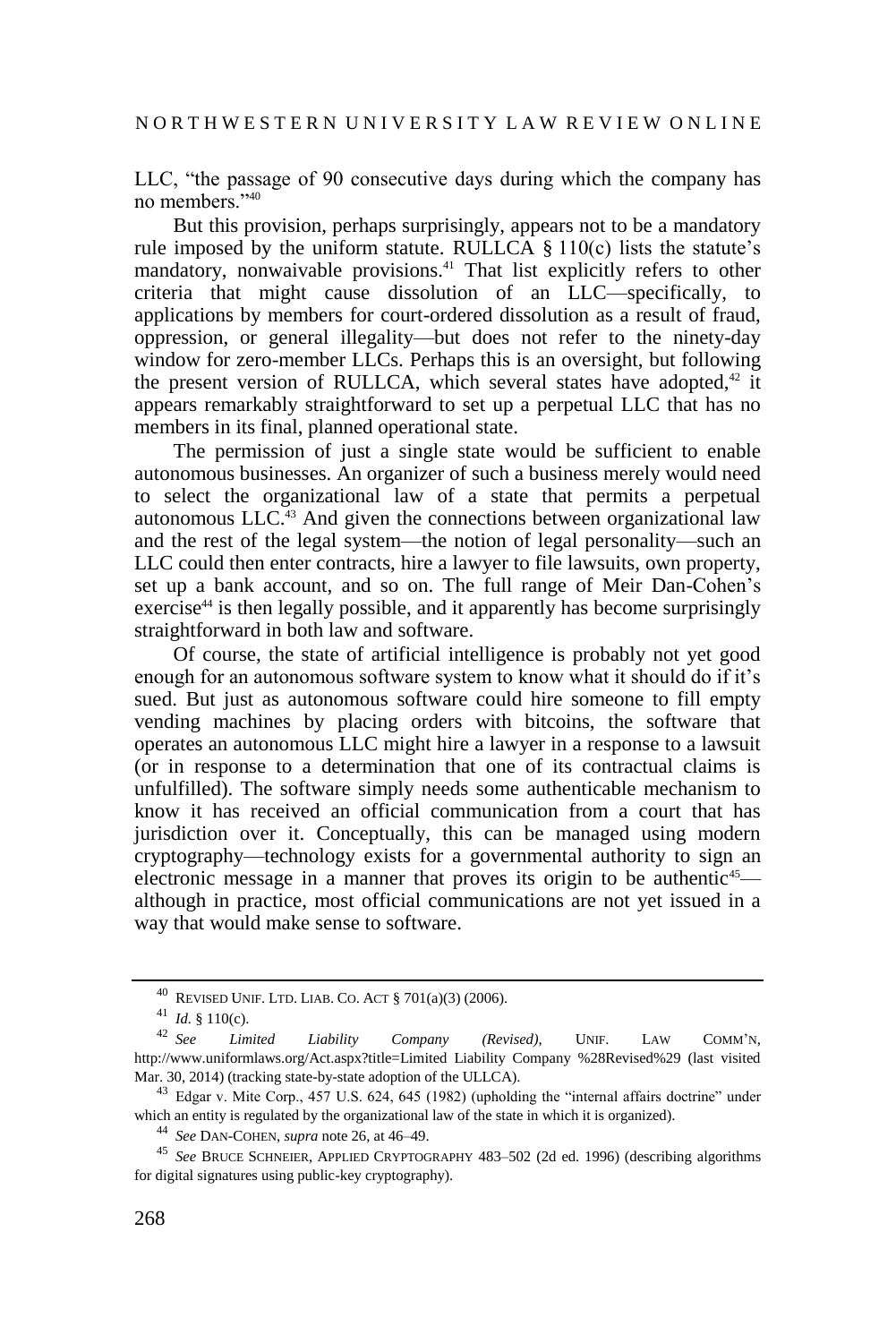LLC, "the passage of 90 consecutive days during which the company has no members."[40]

But this provision, perhaps surprisingly, appears not to be a mandatory rule imposed by the uniform statute. RULLCA § 110(c) lists the statute's mandatory, nonwaivable provisions.[41] That list explicitly refers to other criteria that might cause dissolution of an LLC—specifically, to applications by members for court-ordered dissolution as a result of fraud, oppression, or general illegality—but does not refer to the ninety-day window for zero-member LLCs. Perhaps this is an oversight, but following the present version of RULLCA, which several states have adopted,[42] it appears remarkably straightforward to set up a perpetual LLC that has no members in its final, planned operational state.

The permission of just a single state would be sufficient to enable autonomous businesses. An organizer of such a business merely would need to select the organizational law of a state that permits a perpetual autonomous LLC.[43] And given the connections between organizational law and the rest of the legal system—the notion of legal personality—such an LLC could then enter contracts, hire a lawyer to file lawsuits, own property, set up a bank account, and so on. The full range of Meir Dan-Cohen's exercise[44] is then legally possible, and it apparently has become surprisingly straightforward in both law and software.

Of course, the state of artificial intelligence is probably not yet good enough for an autonomous software system to know what it should do if it's sued. But just as autonomous software could hire someone to fill empty vending machines by placing orders with bitcoins, the software that operates an autonomous LLC might hire a lawyer in a response to a lawsuit (or in response to a determination that one of its contractual claims is unfulfilled). The software simply needs some authenticable mechanism to know it has received an official communication from a court that has jurisdiction over it. Conceptually, this can be managed using modern cryptography—technology exists for a governmental authority to sign an electronic message in a manner that proves its origin to be authentic[45]—although in practice, most official communications are not yet issued in a way that would make sense to software.

---

[40] REVISED UNIF. LTD. LIAB. CO. ACT § 701(a)(3) (2006).

[41] *Id.* § 110(c).

[42] *See* *Limited Liability Company (Revised)*, UNIF. LAW COMM'N, http://www.uniformlaws.org/Act.aspx?title=Limited Liability Company %28Revised%29 (last visited Mar. 30, 2014) (tracking state-by-state adoption of the ULLCA).

[43] Edgar v. Mite Corp., 457 U.S. 624, 645 (1982) (upholding the "internal affairs doctrine" under which an entity is regulated by the organizational law of the state in which it is organized).

[44] *See* DAN-COHEN, *supra* note 26, at 46–49.

[45] *See* BRUCE SCHNEIER, APPLIED CRYPTOGRAPHY 483–502 (2d ed. 1996) (describing algorithms for digital signatures using public-key cryptography).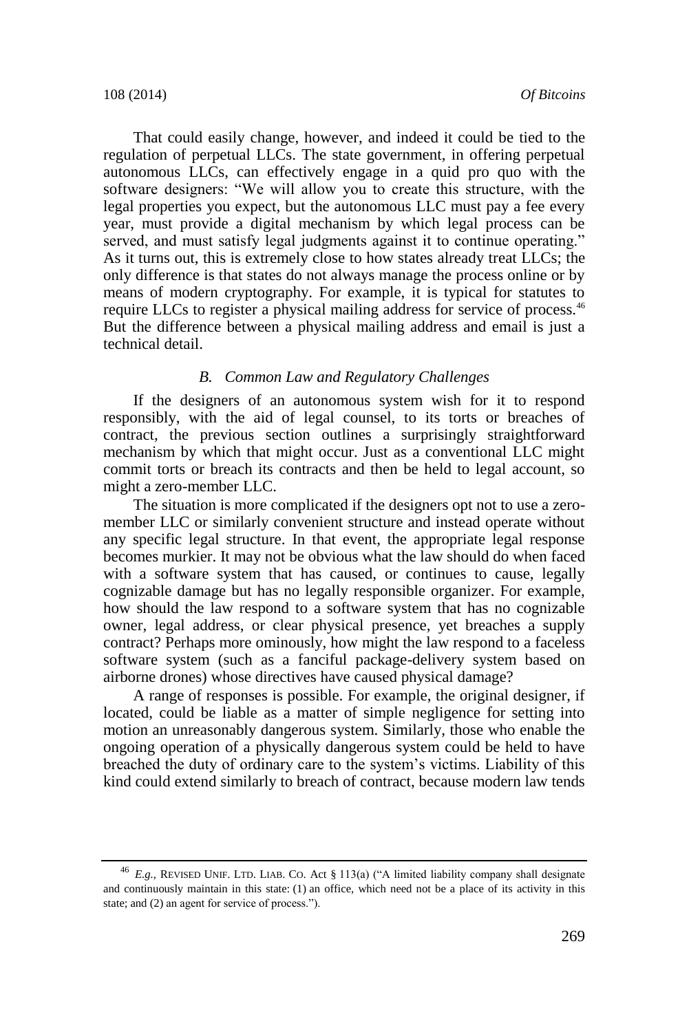That could easily change, however, and indeed it could be tied to the regulation of perpetual LLCs. The state government, in offering perpetual autonomous LLCs, can effectively engage in a quid pro quo with the software designers: "We will allow you to create this structure, with the legal properties you expect, but the autonomous LLC must pay a fee every year, must provide a digital mechanism by which legal process can be served, and must satisfy legal judgments against it to continue operating." As it turns out, this is extremely close to how states already treat LLCs; the only difference is that states do not always manage the process online or by means of modern cryptography. For example, it is typical for statutes to require LLCs to register a physical mailing address for service of process.[46] But the difference between a physical mailing address and email is just a technical detail.

### *B. Common Law and Regulatory Challenges*

If the designers of an autonomous system wish for it to respond responsibly, with the aid of legal counsel, to its torts or breaches of contract, the previous section outlines a surprisingly straightforward mechanism by which that might occur. Just as a conventional LLC might commit torts or breach its contracts and then be held to legal account, so might a zero-member LLC.

The situation is more complicated if the designers opt not to use a zero-member LLC or similarly convenient structure and instead operate without any specific legal structure. In that event, the appropriate legal response becomes murkier. It may not be obvious what the law should do when faced with a software system that has caused, or continues to cause, legally cognizable damage but has no legally responsible organizer. For example, how should the law respond to a software system that has no cognizable owner, legal address, or clear physical presence, yet breaches a supply contract? Perhaps more ominously, how might the law respond to a faceless software system (such as a fanciful package-delivery system based on airborne drones) whose directives have caused physical damage?

A range of responses is possible. For example, the original designer, if located, could be liable as a matter of simple negligence for setting into motion an unreasonably dangerous system. Similarly, those who enable the ongoing operation of a physically dangerous system could be held to have breached the duty of ordinary care to the system's victims. Liability of this kind could extend similarly to breach of contract, because modern law tends

---

[46] *E.g.*, REVISED UNIF. LTD. LIAB. CO. Act § 113(a) ("A limited liability company shall designate and continuously maintain in this state: (1) an office, which need not be a place of its activity in this state; and (2) an agent for service of process.").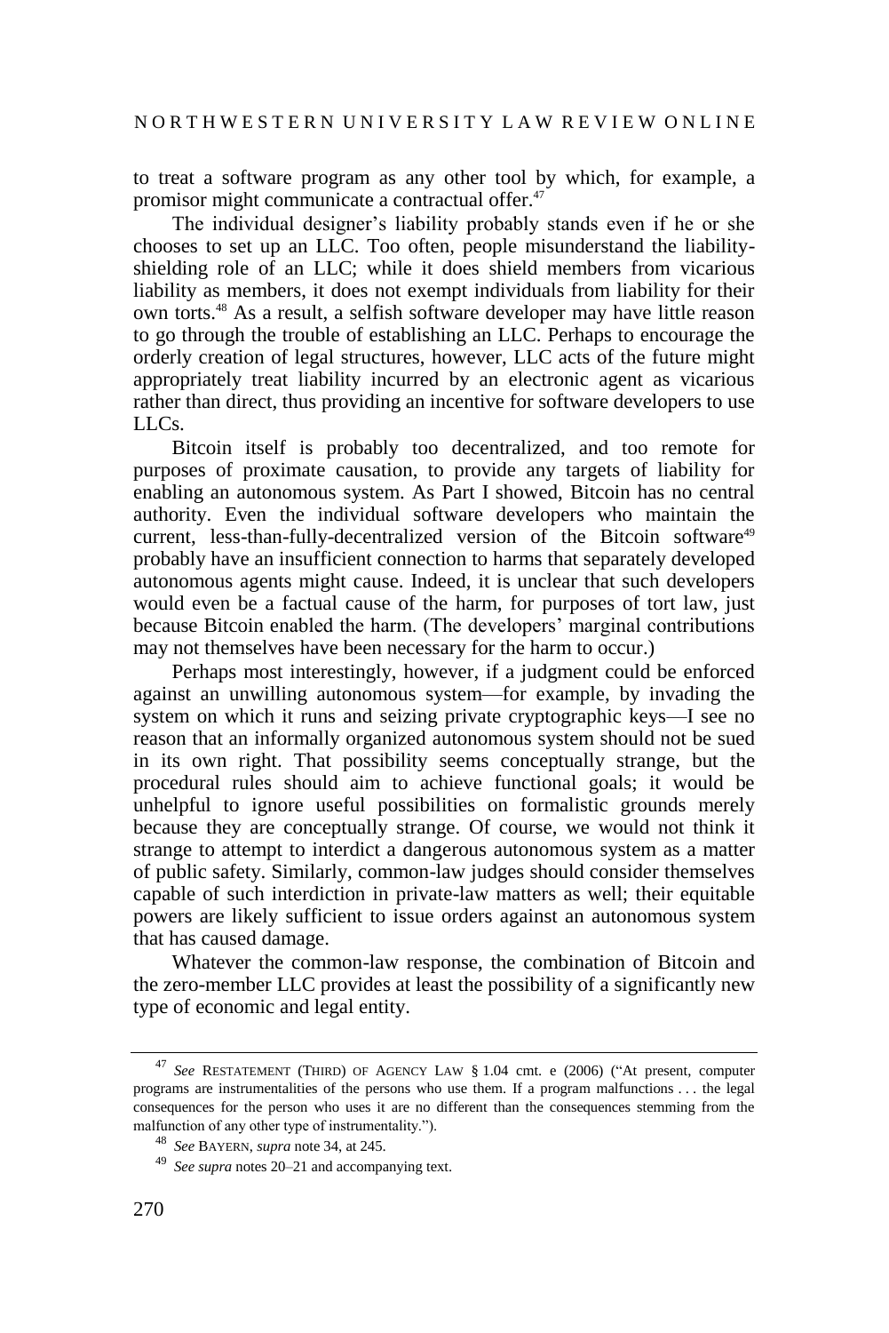to treat a software program as any other tool by which, for example, a promisor might communicate a contractual offer.[47]

The individual designer's liability probably stands even if he or she chooses to set up an LLC. Too often, people misunderstand the liability-shielding role of an LLC; while it does shield members from vicarious liability as members, it does not exempt individuals from liability for their own torts.[48] As a result, a selfish software developer may have little reason to go through the trouble of establishing an LLC. Perhaps to encourage the orderly creation of legal structures, however, LLC acts of the future might appropriately treat liability incurred by an electronic agent as vicarious rather than direct, thus providing an incentive for software developers to use LLCs.

Bitcoin itself is probably too decentralized, and too remote for purposes of proximate causation, to provide any targets of liability for enabling an autonomous system. As Part I showed, Bitcoin has no central authority. Even the individual software developers who maintain the current, less-than-fully-decentralized version of the Bitcoin software[49] probably have an insufficient connection to harms that separately developed autonomous agents might cause. Indeed, it is unclear that such developers would even be a factual cause of the harm, for purposes of tort law, just because Bitcoin enabled the harm. (The developers' marginal contributions may not themselves have been necessary for the harm to occur.)

Perhaps most interestingly, however, if a judgment could be enforced against an unwilling autonomous system—for example, by invading the system on which it runs and seizing private cryptographic keys—I see no reason that an informally organized autonomous system should not be sued in its own right. That possibility seems conceptually strange, but the procedural rules should aim to achieve functional goals; it would be unhelpful to ignore useful possibilities on formalistic grounds merely because they are conceptually strange. Of course, we would not think it strange to attempt to interdict a dangerous autonomous system as a matter of public safety. Similarly, common-law judges should consider themselves capable of such interdiction in private-law matters as well; their equitable powers are likely sufficient to issue orders against an autonomous system that has caused damage.

Whatever the common-law response, the combination of Bitcoin and the zero-member LLC provides at least the possibility of a significantly new type of economic and legal entity.

---

[47] *See* RESTATEMENT (THIRD) OF AGENCY LAW § 1.04 cmt. e (2006) ("At present, computer programs are instrumentalities of the persons who use them. If a program malfunctions . . . the legal consequences for the person who uses it are no different than the consequences stemming from the malfunction of any other type of instrumentality.").

[48] *See* BAYERN, *supra* note 34, at 245.

[49] *See supra* notes 20–21 and accompanying text.